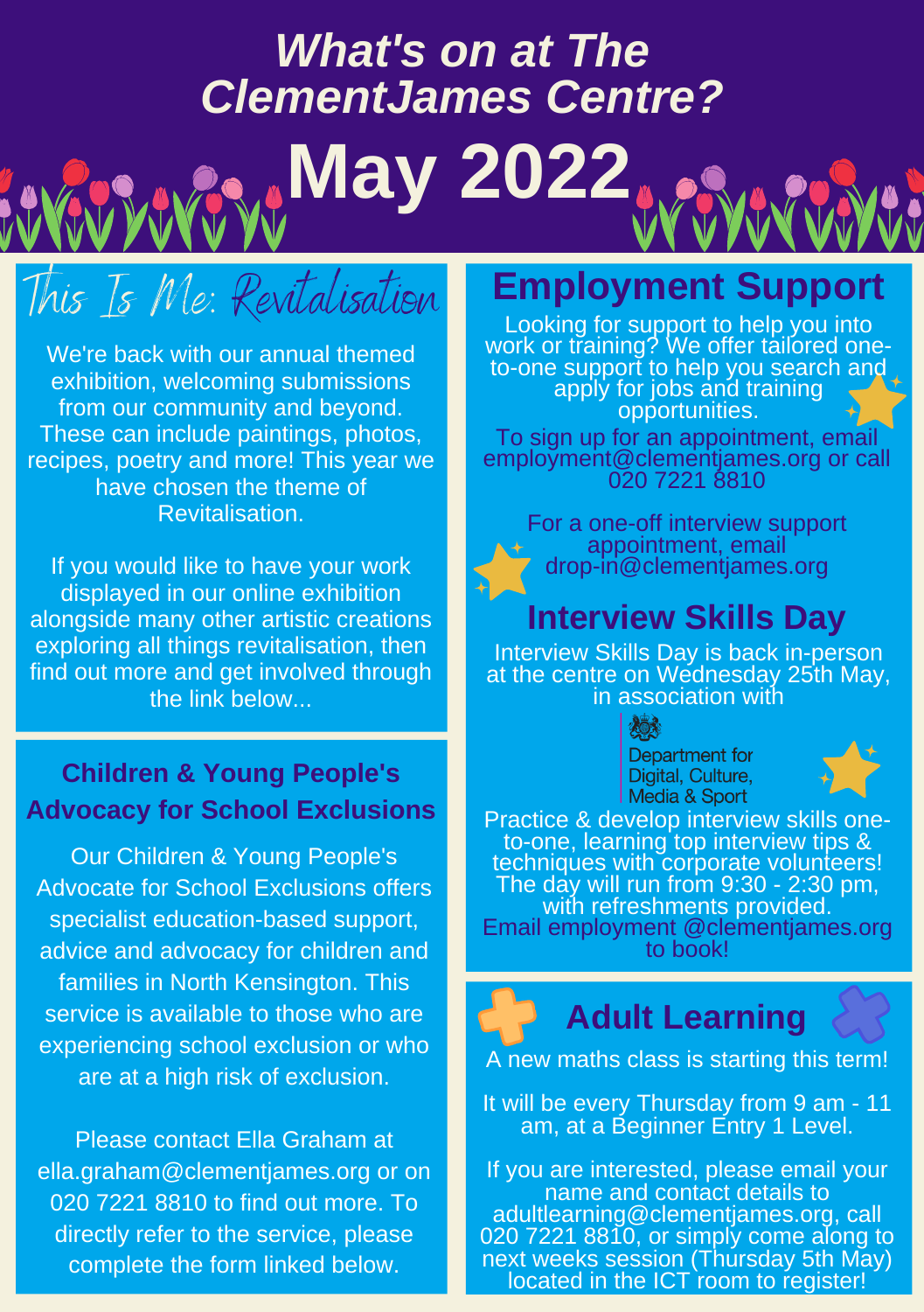# *What's on at The ClementJames Centre?*

# May 2022

## This Is Me: Revitalisation

We're back with our annual themed exhibition, welcoming submissions from our community and beyond. These can include paintings, photos, recipes, poetry and more! This year we have chosen the theme of Revitalisation.

If you would like to have your work displayed in our online exhibition alongside many other artistic creations exploring all things revitalisation, then find out more and get involved through the link below...

### Children & Young People's Advocacy for School Exclusions

Our Children & Young People's Advocate for School Exclusions offers specialist education-based support, advice and advocacy for children and families in North Kensington. This service is available to those who are experiencing school exclusion or who are at a high risk of exclusion.

Please contact Ella Graham at ella.graham@clementjames.org or on 020 7221 8810 to find out more. To directly refer to the service, please complete the form linked below.

## Employment Support

Looking for support to help you into work or training? We offer tailored one-to-one support to help you search and apply for jobs and training opportunities.

To sign up for an appointment, email employment@clementjames.org or call 020 7221 8810

For a one-off interview support appointment, email drop-in@clementjames.org

## Interview Skills Day

Interview Skills Day is back in-person at the centre on Wednesday 25th May, in association with

Department for Digital, Culture, Media & Sport

Practice & develop interview skills one-to-one, learning top interview tips & techniques with corporate volunteers! The day will run from 9:30 - 2:30 pm, with refreshments provided. Email employment @clementjames.org to book!

## Adult Learning

A new maths class is starting this term!

It will be every Thursday from 9 am - 11 am, at a Beginner Entry 1 Level.

If you are interested, please email your name and contact details to adultlearning@clementjames.org, call 020 7221 8810, or simply come along to next weeks session (Thursday 5th May) located in the ICT room to register!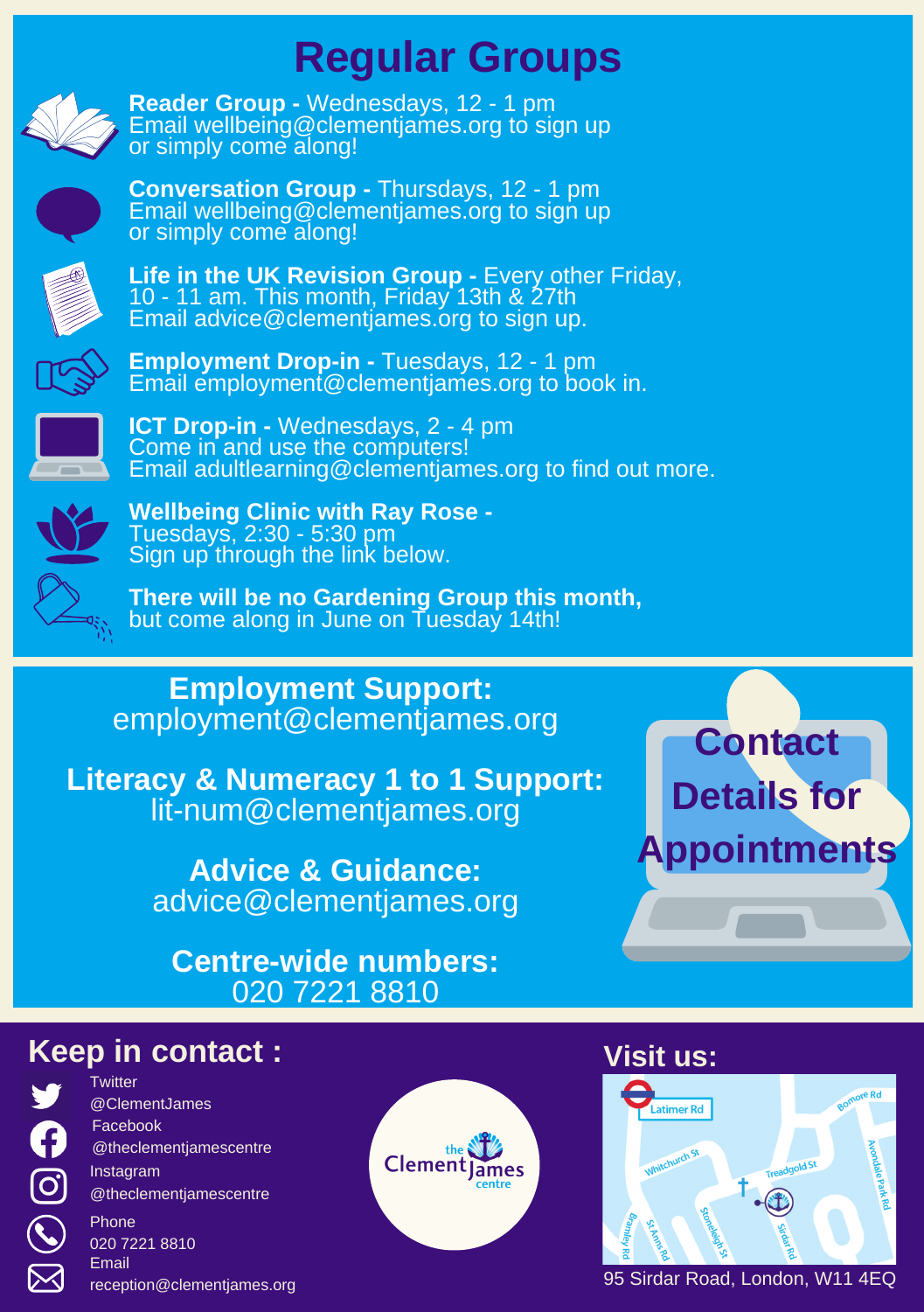# Regular Groups

**Reader Group -** Wednesdays, 12 - 1 pm
Email wellbeing@clementjames.org to sign up or simply come along!

**Conversation Group -** Thursdays, 12 - 1 pm
Email wellbeing@clementjames.org to sign up or simply come along!

**Life in the UK Revision Group -** Every other Friday, 10 - 11 am. This month, Friday 13th & 27th
Email advice@clementjames.org to sign up.

**Employment Drop-in -** Tuesdays, 12 - 1 pm
Email employment@clementjames.org to book in.

**ICT Drop-in -** Wednesdays, 2 - 4 pm
Come in and use the computers!
Email adultlearning@clementjames.org to find out more.

**Wellbeing Clinic with Ray Rose -**
Tuesdays, 2:30 - 5:30 pm
Sign up through the link below.

**There will be no Gardening Group this month,** but come along in June on Tuesday 14th!

## Contact Details for Appointments

**Employment Support:**
employment@clementjames.org

**Literacy & Numeracy 1 to 1 Support:**
lit-num@clementjames.org

**Advice & Guidance:**
advice@clementjames.org

**Centre-wide numbers:**
020 7221 8810

## Keep in contact :

Twitter
@ClementJames

Facebook
@theclementjamescentre

Instagram
@theclementjamescentre

Phone
020 7221 8810

Email
reception@clementjames.org

the Clement James centre

## Visit us:

Latimer Rd
Bomore Rd
Whitchurch St
Treadgold St
Avondale Park Rd
Bramley Rd
St Anns Rd
Stoneleigh St
Sirdar Rd

95 Sirdar Road, London, W11 4EQ